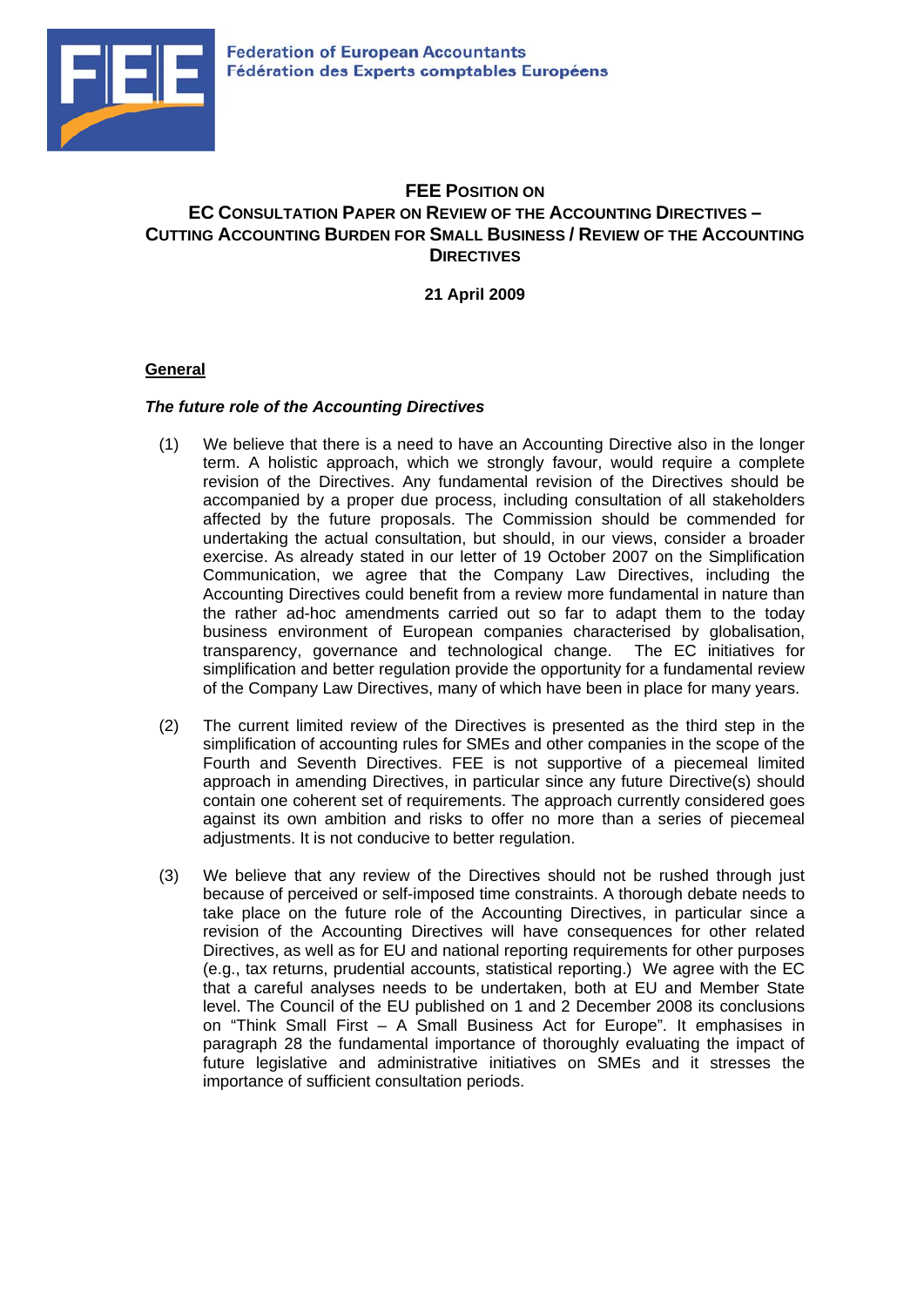Federation of European Accountants
Fédération des Experts comptables Européens

# FEE POSITION ON EC CONSULTATION PAPER ON REVIEW OF THE ACCOUNTING DIRECTIVES – CUTTING ACCOUNTING BURDEN FOR SMALL BUSINESS / REVIEW OF THE ACCOUNTING DIRECTIVES

**21 April 2009**

## General

### *The future role of the Accounting Directives*

(1) We believe that there is a need to have an Accounting Directive also in the longer term. A holistic approach, which we strongly favour, would require a complete revision of the Directives. Any fundamental revision of the Directives should be accompanied by a proper due process, including consultation of all stakeholders affected by the future proposals. The Commission should be commended for undertaking the actual consultation, but should, in our views, consider a broader exercise. As already stated in our letter of 19 October 2007 on the Simplification Communication, we agree that the Company Law Directives, including the Accounting Directives could benefit from a review more fundamental in nature than the rather ad-hoc amendments carried out so far to adapt them to the today business environment of European companies characterised by globalisation, transparency, governance and technological change. The EC initiatives for simplification and better regulation provide the opportunity for a fundamental review of the Company Law Directives, many of which have been in place for many years.

(2) The current limited review of the Directives is presented as the third step in the simplification of accounting rules for SMEs and other companies in the scope of the Fourth and Seventh Directives. FEE is not supportive of a piecemeal limited approach in amending Directives, in particular since any future Directive(s) should contain one coherent set of requirements. The approach currently considered goes against its own ambition and risks to offer no more than a series of piecemeal adjustments. It is not conducive to better regulation.

(3) We believe that any review of the Directives should not be rushed through just because of perceived or self-imposed time constraints. A thorough debate needs to take place on the future role of the Accounting Directives, in particular since a revision of the Accounting Directives will have consequences for other related Directives, as well as for EU and national reporting requirements for other purposes (e.g., tax returns, prudential accounts, statistical reporting.) We agree with the EC that a careful analyses needs to be undertaken, both at EU and Member State level. The Council of the EU published on 1 and 2 December 2008 its conclusions on "Think Small First – A Small Business Act for Europe". It emphasises in paragraph 28 the fundamental importance of thoroughly evaluating the impact of future legislative and administrative initiatives on SMEs and it stresses the importance of sufficient consultation periods.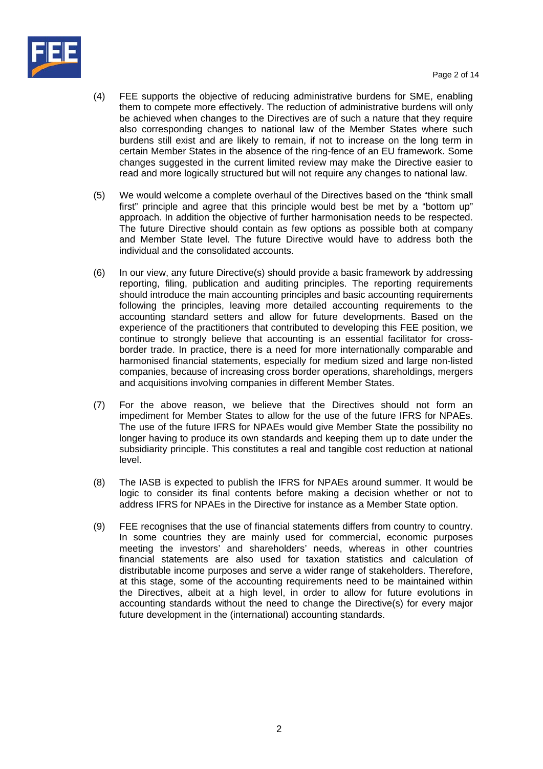(4) FEE supports the objective of reducing administrative burdens for SME, enabling them to compete more effectively. The reduction of administrative burdens will only be achieved when changes to the Directives are of such a nature that they require also corresponding changes to national law of the Member States where such burdens still exist and are likely to remain, if not to increase on the long term in certain Member States in the absence of the ring-fence of an EU framework. Some changes suggested in the current limited review may make the Directive easier to read and more logically structured but will not require any changes to national law.

(5) We would welcome a complete overhaul of the Directives based on the "think small first" principle and agree that this principle would best be met by a "bottom up" approach. In addition the objective of further harmonisation needs to be respected. The future Directive should contain as few options as possible both at company and Member State level. The future Directive would have to address both the individual and the consolidated accounts.

(6) In our view, any future Directive(s) should provide a basic framework by addressing reporting, filing, publication and auditing principles. The reporting requirements should introduce the main accounting principles and basic accounting requirements following the principles, leaving more detailed accounting requirements to the accounting standard setters and allow for future developments. Based on the experience of the practitioners that contributed to developing this FEE position, we continue to strongly believe that accounting is an essential facilitator for cross-border trade. In practice, there is a need for more internationally comparable and harmonised financial statements, especially for medium sized and large non-listed companies, because of increasing cross border operations, shareholdings, mergers and acquisitions involving companies in different Member States.

(7) For the above reason, we believe that the Directives should not form an impediment for Member States to allow for the use of the future IFRS for NPAEs. The use of the future IFRS for NPAEs would give Member State the possibility no longer having to produce its own standards and keeping them up to date under the subsidiarity principle. This constitutes a real and tangible cost reduction at national level.

(8) The IASB is expected to publish the IFRS for NPAEs around summer. It would be logic to consider its final contents before making a decision whether or not to address IFRS for NPAEs in the Directive for instance as a Member State option.

(9) FEE recognises that the use of financial statements differs from country to country. In some countries they are mainly used for commercial, economic purposes meeting the investors' and shareholders' needs, whereas in other countries financial statements are also used for taxation statistics and calculation of distributable income purposes and serve a wider range of stakeholders. Therefore, at this stage, some of the accounting requirements need to be maintained within the Directives, albeit at a high level, in order to allow for future evolutions in accounting standards without the need to change the Directive(s) for every major future development in the (international) accounting standards.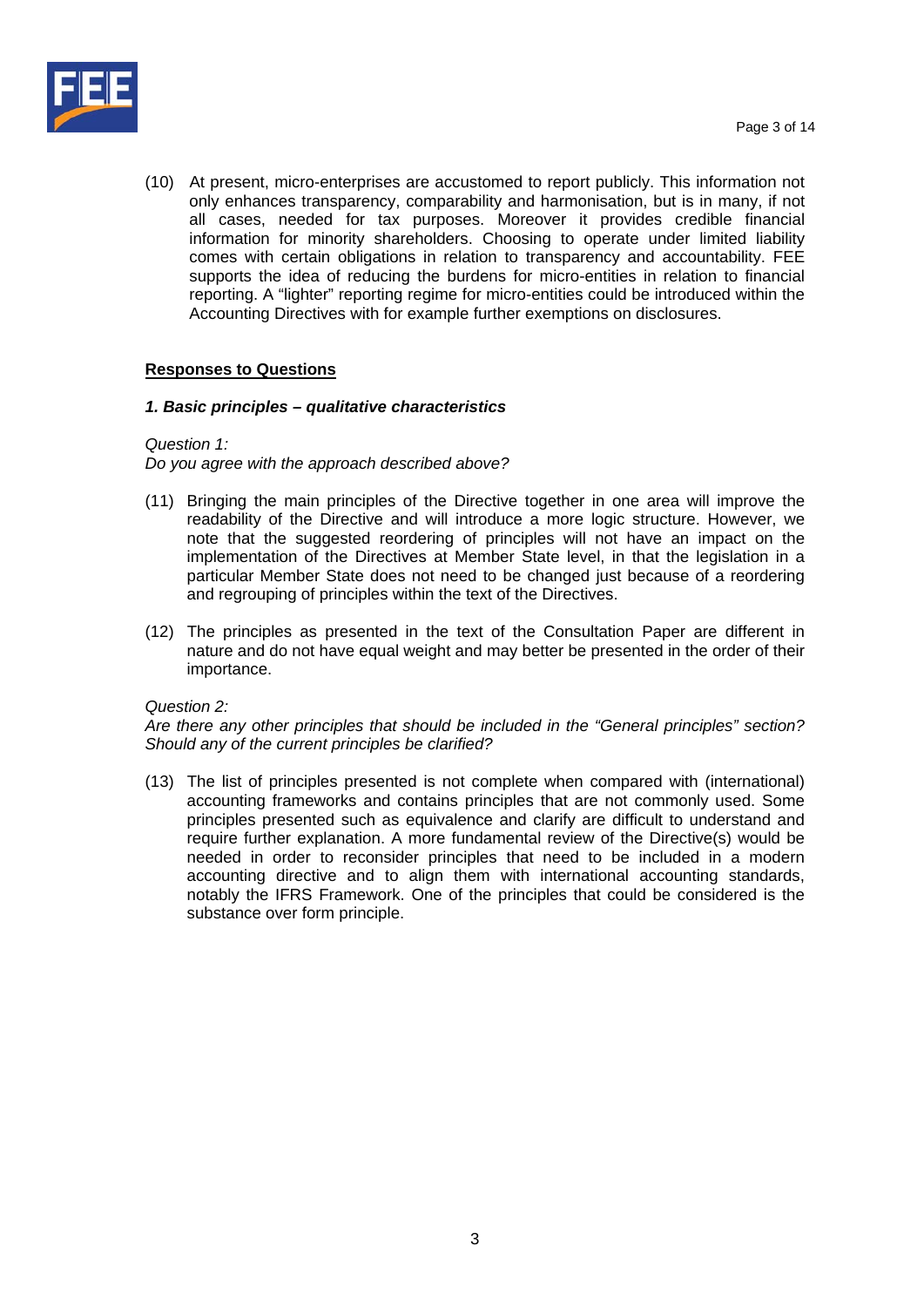(10) At present, micro-enterprises are accustomed to report publicly. This information not only enhances transparency, comparability and harmonisation, but is in many, if not all cases, needed for tax purposes. Moreover it provides credible financial information for minority shareholders. Choosing to operate under limited liability comes with certain obligations in relation to transparency and accountability. FEE supports the idea of reducing the burdens for micro-entities in relation to financial reporting. A "lighter" reporting regime for micro-entities could be introduced within the Accounting Directives with for example further exemptions on disclosures.

## Responses to Questions

### *1. Basic principles – qualitative characteristics*

*Question 1:*
*Do you agree with the approach described above?*

(11) Bringing the main principles of the Directive together in one area will improve the readability of the Directive and will introduce a more logic structure. However, we note that the suggested reordering of principles will not have an impact on the implementation of the Directives at Member State level, in that the legislation in a particular Member State does not need to be changed just because of a reordering and regrouping of principles within the text of the Directives.

(12) The principles as presented in the text of the Consultation Paper are different in nature and do not have equal weight and may better be presented in the order of their importance.

*Question 2:*
*Are there any other principles that should be included in the "General principles" section? Should any of the current principles be clarified?*

(13) The list of principles presented is not complete when compared with (international) accounting frameworks and contains principles that are not commonly used. Some principles presented such as equivalence and clarify are difficult to understand and require further explanation. A more fundamental review of the Directive(s) would be needed in order to reconsider principles that need to be included in a modern accounting directive and to align them with international accounting standards, notably the IFRS Framework. One of the principles that could be considered is the substance over form principle.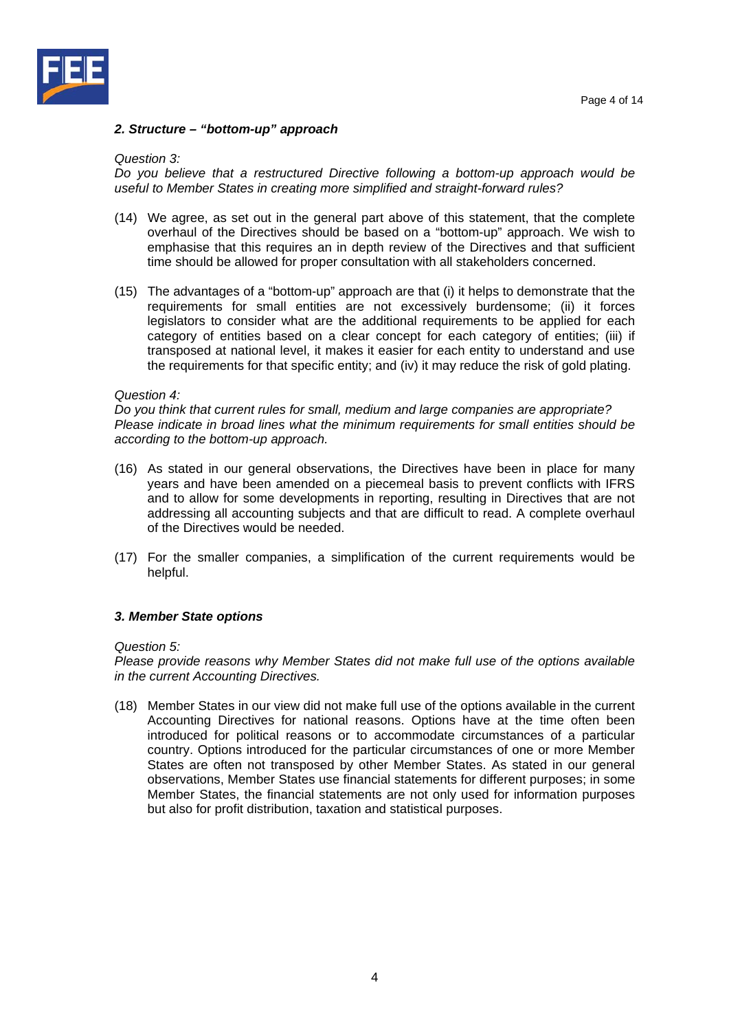### *2. Structure – "bottom-up" approach*

*Question 3:*
*Do you believe that a restructured Directive following a bottom-up approach would be useful to Member States in creating more simplified and straight-forward rules?*

(14) We agree, as set out in the general part above of this statement, that the complete overhaul of the Directives should be based on a "bottom-up" approach. We wish to emphasise that this requires an in depth review of the Directives and that sufficient time should be allowed for proper consultation with all stakeholders concerned.

(15) The advantages of a "bottom-up" approach are that (i) it helps to demonstrate that the requirements for small entities are not excessively burdensome; (ii) it forces legislators to consider what are the additional requirements to be applied for each category of entities based on a clear concept for each category of entities; (iii) if transposed at national level, it makes it easier for each entity to understand and use the requirements for that specific entity; and (iv) it may reduce the risk of gold plating.

*Question 4:*
*Do you think that current rules for small, medium and large companies are appropriate? Please indicate in broad lines what the minimum requirements for small entities should be according to the bottom-up approach.*

(16) As stated in our general observations, the Directives have been in place for many years and have been amended on a piecemeal basis to prevent conflicts with IFRS and to allow for some developments in reporting, resulting in Directives that are not addressing all accounting subjects and that are difficult to read. A complete overhaul of the Directives would be needed.

(17) For the smaller companies, a simplification of the current requirements would be helpful.

### *3. Member State options*

*Question 5:*
*Please provide reasons why Member States did not make full use of the options available in the current Accounting Directives.*

(18) Member States in our view did not make full use of the options available in the current Accounting Directives for national reasons. Options have at the time often been introduced for political reasons or to accommodate circumstances of a particular country. Options introduced for the particular circumstances of one or more Member States are often not transposed by other Member States. As stated in our general observations, Member States use financial statements for different purposes; in some Member States, the financial statements are not only used for information purposes but also for profit distribution, taxation and statistical purposes.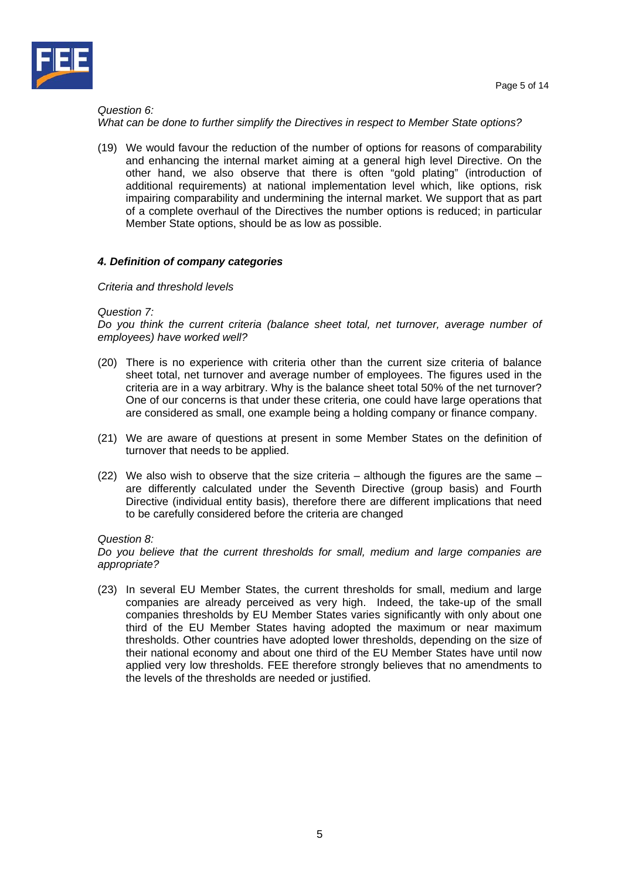*Question 6:*
*What can be done to further simplify the Directives in respect to Member State options?*

(19) We would favour the reduction of the number of options for reasons of comparability and enhancing the internal market aiming at a general high level Directive. On the other hand, we also observe that there is often "gold plating" (introduction of additional requirements) at national implementation level which, like options, risk impairing comparability and undermining the internal market. We support that as part of a complete overhaul of the Directives the number options is reduced; in particular Member State options, should be as low as possible.

### *4. Definition of company categories*

*Criteria and threshold levels*

*Question 7:*
*Do you think the current criteria (balance sheet total, net turnover, average number of employees) have worked well?*

(20) There is no experience with criteria other than the current size criteria of balance sheet total, net turnover and average number of employees. The figures used in the criteria are in a way arbitrary. Why is the balance sheet total 50% of the net turnover? One of our concerns is that under these criteria, one could have large operations that are considered as small, one example being a holding company or finance company.

(21) We are aware of questions at present in some Member States on the definition of turnover that needs to be applied.

(22) We also wish to observe that the size criteria – although the figures are the same – are differently calculated under the Seventh Directive (group basis) and Fourth Directive (individual entity basis), therefore there are different implications that need to be carefully considered before the criteria are changed

*Question 8:*
*Do you believe that the current thresholds for small, medium and large companies are appropriate?*

(23) In several EU Member States, the current thresholds for small, medium and large companies are already perceived as very high. Indeed, the take-up of the small companies thresholds by EU Member States varies significantly with only about one third of the EU Member States having adopted the maximum or near maximum thresholds. Other countries have adopted lower thresholds, depending on the size of their national economy and about one third of the EU Member States have until now applied very low thresholds. FEE therefore strongly believes that no amendments to the levels of the thresholds are needed or justified.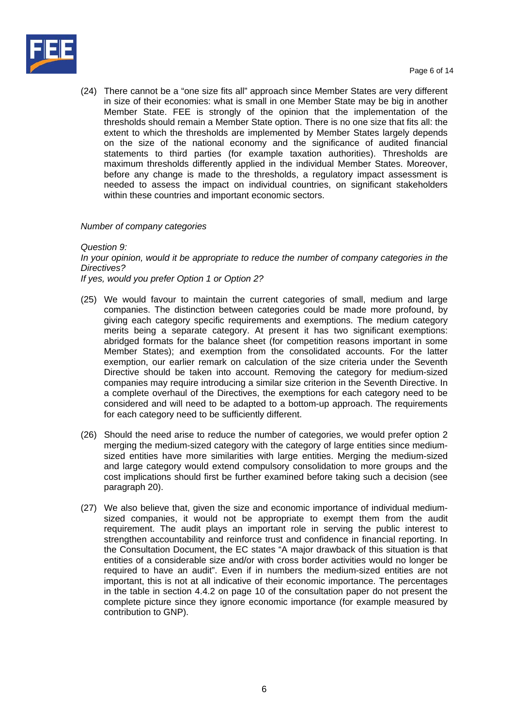(24) There cannot be a "one size fits all" approach since Member States are very different in size of their economies: what is small in one Member State may be big in another Member State. FEE is strongly of the opinion that the implementation of the thresholds should remain a Member State option. There is no one size that fits all: the extent to which the thresholds are implemented by Member States largely depends on the size of the national economy and the significance of audited financial statements to third parties (for example taxation authorities). Thresholds are maximum thresholds differently applied in the individual Member States. Moreover, before any change is made to the thresholds, a regulatory impact assessment is needed to assess the impact on individual countries, on significant stakeholders within these countries and important economic sectors.

*Number of company categories*

*Question 9:*
*In your opinion, would it be appropriate to reduce the number of company categories in the Directives?*
*If yes, would you prefer Option 1 or Option 2?*

(25) We would favour to maintain the current categories of small, medium and large companies. The distinction between categories could be made more profound, by giving each category specific requirements and exemptions. The medium category merits being a separate category. At present it has two significant exemptions: abridged formats for the balance sheet (for competition reasons important in some Member States); and exemption from the consolidated accounts. For the latter exemption, our earlier remark on calculation of the size criteria under the Seventh Directive should be taken into account. Removing the category for medium-sized companies may require introducing a similar size criterion in the Seventh Directive. In a complete overhaul of the Directives, the exemptions for each category need to be considered and will need to be adapted to a bottom-up approach. The requirements for each category need to be sufficiently different.

(26) Should the need arise to reduce the number of categories, we would prefer option 2 merging the medium-sized category with the category of large entities since medium-sized entities have more similarities with large entities. Merging the medium-sized and large category would extend compulsory consolidation to more groups and the cost implications should first be further examined before taking such a decision (see paragraph 20).

(27) We also believe that, given the size and economic importance of individual medium-sized companies, it would not be appropriate to exempt them from the audit requirement. The audit plays an important role in serving the public interest to strengthen accountability and reinforce trust and confidence in financial reporting. In the Consultation Document, the EC states "A major drawback of this situation is that entities of a considerable size and/or with cross border activities would no longer be required to have an audit". Even if in numbers the medium-sized entities are not important, this is not at all indicative of their economic importance. The percentages in the table in section 4.4.2 on page 10 of the consultation paper do not present the complete picture since they ignore economic importance (for example measured by contribution to GNP).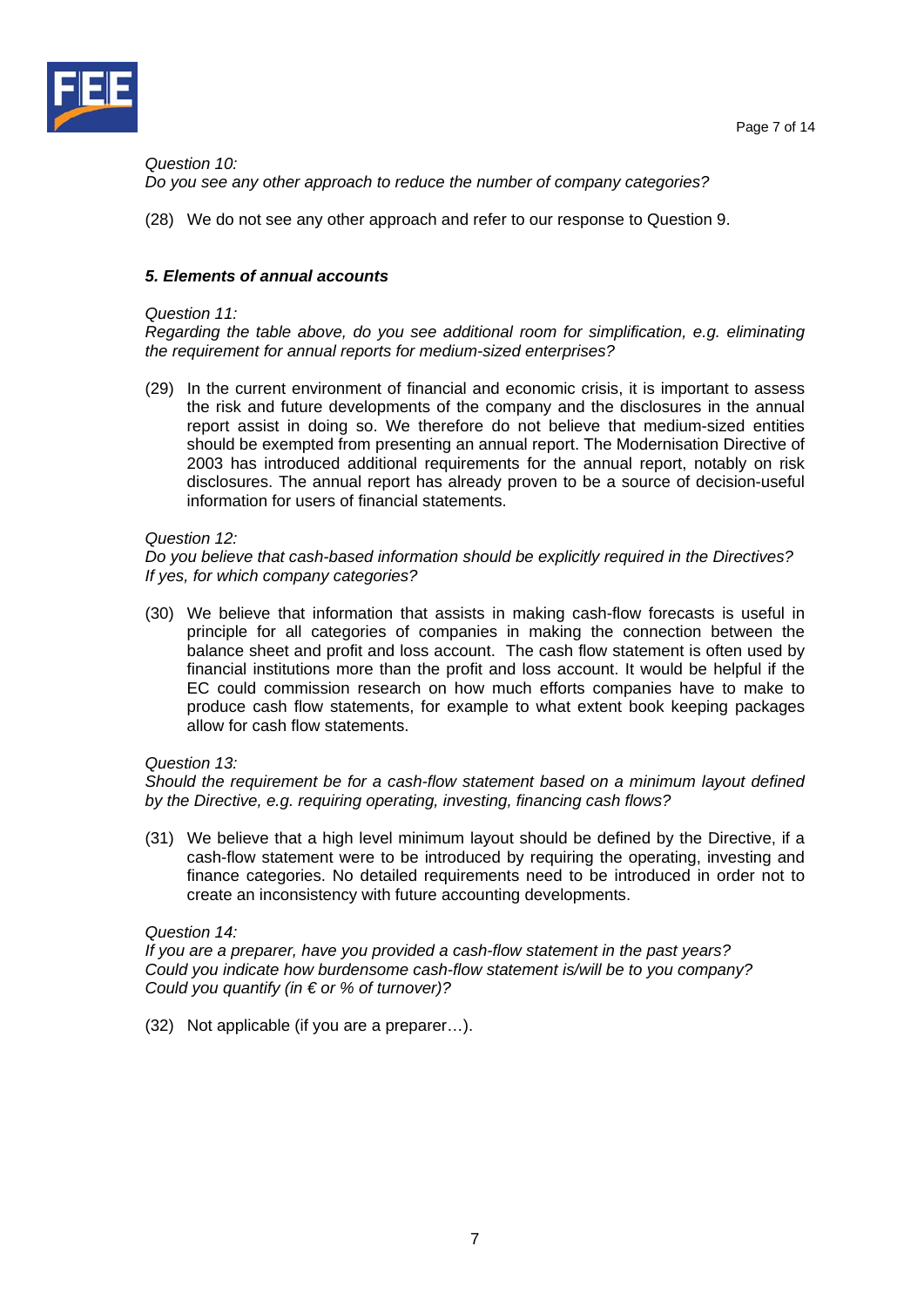*Question 10:*
*Do you see any other approach to reduce the number of company categories?*

(28) We do not see any other approach and refer to our response to Question 9.

### *5. Elements of annual accounts*

*Question 11:*
*Regarding the table above, do you see additional room for simplification, e.g. eliminating the requirement for annual reports for medium-sized enterprises?*

(29) In the current environment of financial and economic crisis, it is important to assess the risk and future developments of the company and the disclosures in the annual report assist in doing so. We therefore do not believe that medium-sized entities should be exempted from presenting an annual report. The Modernisation Directive of 2003 has introduced additional requirements for the annual report, notably on risk disclosures. The annual report has already proven to be a source of decision-useful information for users of financial statements.

*Question 12:*
*Do you believe that cash-based information should be explicitly required in the Directives? If yes, for which company categories?*

(30) We believe that information that assists in making cash-flow forecasts is useful in principle for all categories of companies in making the connection between the balance sheet and profit and loss account. The cash flow statement is often used by financial institutions more than the profit and loss account. It would be helpful if the EC could commission research on how much efforts companies have to make to produce cash flow statements, for example to what extent book keeping packages allow for cash flow statements.

*Question 13:*
*Should the requirement be for a cash-flow statement based on a minimum layout defined by the Directive, e.g. requiring operating, investing, financing cash flows?*

(31) We believe that a high level minimum layout should be defined by the Directive, if a cash-flow statement were to be introduced by requiring the operating, investing and finance categories. No detailed requirements need to be introduced in order not to create an inconsistency with future accounting developments.

*Question 14:*
*If you are a preparer, have you provided a cash-flow statement in the past years?*
*Could you indicate how burdensome cash-flow statement is/will be to you company?*
*Could you quantify (in € or % of turnover)?*

(32) Not applicable (if you are a preparer…).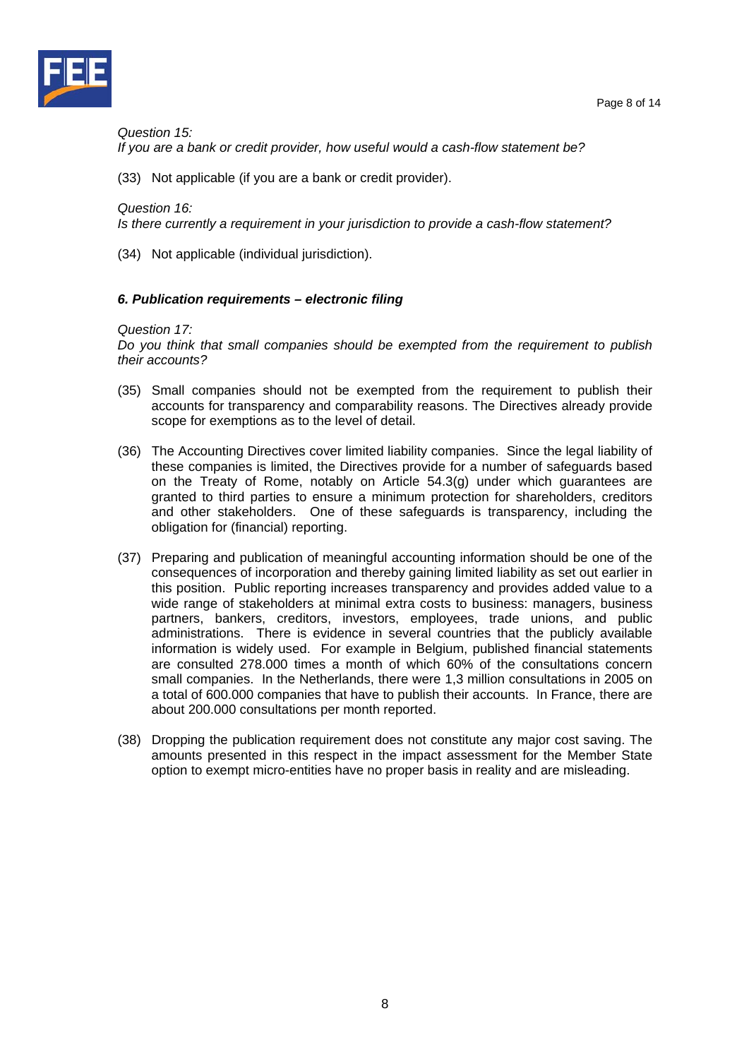*Question 15:*
*If you are a bank or credit provider, how useful would a cash-flow statement be?*

(33) Not applicable (if you are a bank or credit provider).

*Question 16:*
*Is there currently a requirement in your jurisdiction to provide a cash-flow statement?*

(34) Not applicable (individual jurisdiction).

***6. Publication requirements – electronic filing***

*Question 17:*
*Do you think that small companies should be exempted from the requirement to publish their accounts?*

(35) Small companies should not be exempted from the requirement to publish their accounts for transparency and comparability reasons. The Directives already provide scope for exemptions as to the level of detail.

(36) The Accounting Directives cover limited liability companies. Since the legal liability of these companies is limited, the Directives provide for a number of safeguards based on the Treaty of Rome, notably on Article 54.3(g) under which guarantees are granted to third parties to ensure a minimum protection for shareholders, creditors and other stakeholders. One of these safeguards is transparency, including the obligation for (financial) reporting.

(37) Preparing and publication of meaningful accounting information should be one of the consequences of incorporation and thereby gaining limited liability as set out earlier in this position. Public reporting increases transparency and provides added value to a wide range of stakeholders at minimal extra costs to business: managers, business partners, bankers, creditors, investors, employees, trade unions, and public administrations. There is evidence in several countries that the publicly available information is widely used. For example in Belgium, published financial statements are consulted 278.000 times a month of which 60% of the consultations concern small companies. In the Netherlands, there were 1,3 million consultations in 2005 on a total of 600.000 companies that have to publish their accounts. In France, there are about 200.000 consultations per month reported.

(38) Dropping the publication requirement does not constitute any major cost saving. The amounts presented in this respect in the impact assessment for the Member State option to exempt micro-entities have no proper basis in reality and are misleading.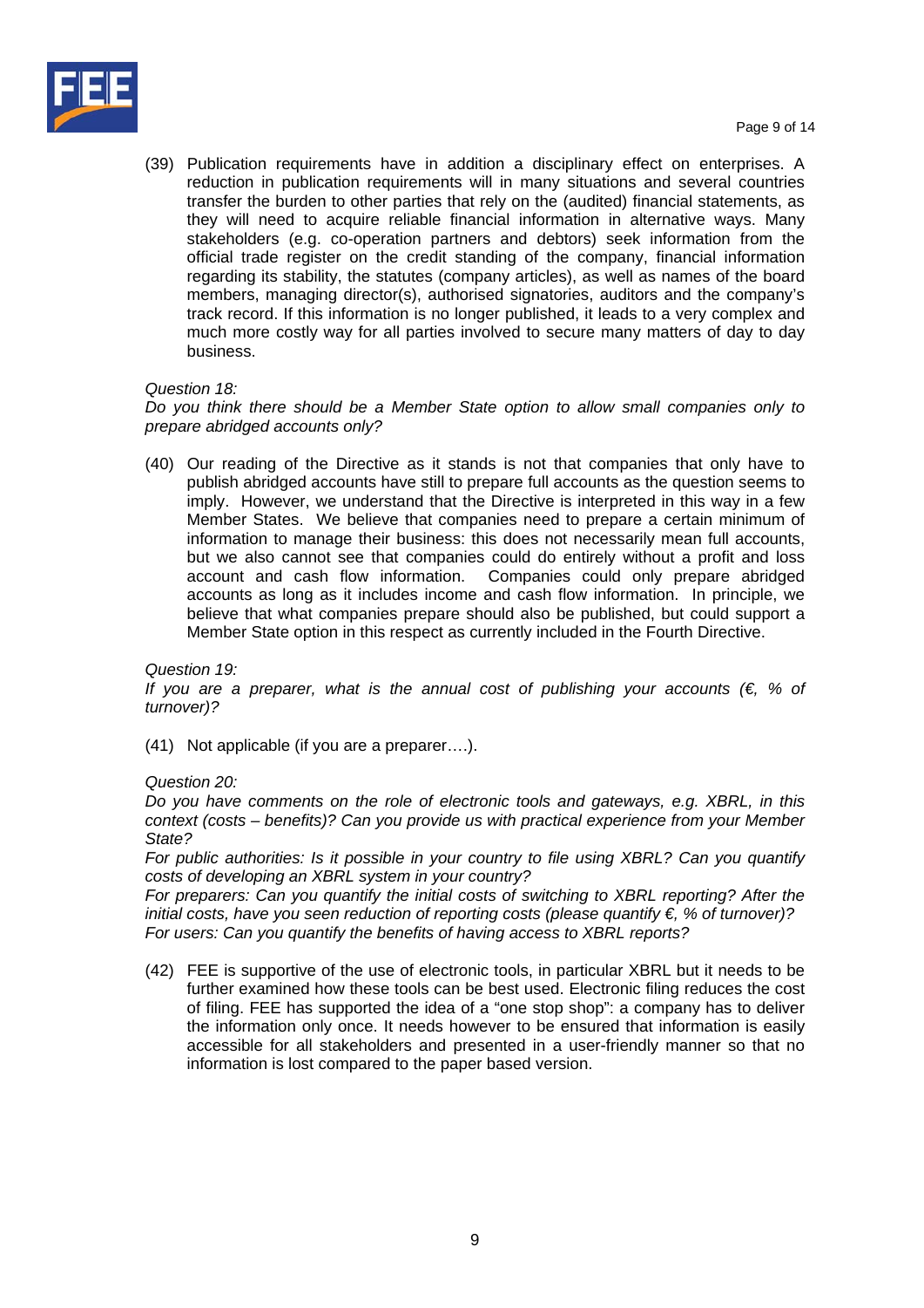(39) Publication requirements have in addition a disciplinary effect on enterprises. A reduction in publication requirements will in many situations and several countries transfer the burden to other parties that rely on the (audited) financial statements, as they will need to acquire reliable financial information in alternative ways. Many stakeholders (e.g. co-operation partners and debtors) seek information from the official trade register on the credit standing of the company, financial information regarding its stability, the statutes (company articles), as well as names of the board members, managing director(s), authorised signatories, auditors and the company's track record. If this information is no longer published, it leads to a very complex and much more costly way for all parties involved to secure many matters of day to day business.

*Question 18:*
*Do you think there should be a Member State option to allow small companies only to prepare abridged accounts only?*

(40) Our reading of the Directive as it stands is not that companies that only have to publish abridged accounts have still to prepare full accounts as the question seems to imply. However, we understand that the Directive is interpreted in this way in a few Member States. We believe that companies need to prepare a certain minimum of information to manage their business: this does not necessarily mean full accounts, but we also cannot see that companies could do entirely without a profit and loss account and cash flow information. Companies could only prepare abridged accounts as long as it includes income and cash flow information. In principle, we believe that what companies prepare should also be published, but could support a Member State option in this respect as currently included in the Fourth Directive.

*Question 19:*
*If you are a preparer, what is the annual cost of publishing your accounts (€, % of turnover)?*

(41) Not applicable (if you are a preparer….).

*Question 20:*
*Do you have comments on the role of electronic tools and gateways, e.g. XBRL, in this context (costs – benefits)? Can you provide us with practical experience from your Member State?*
*For public authorities: Is it possible in your country to file using XBRL? Can you quantify costs of developing an XBRL system in your country?*
*For preparers: Can you quantify the initial costs of switching to XBRL reporting? After the initial costs, have you seen reduction of reporting costs (please quantify €, % of turnover)?*
*For users: Can you quantify the benefits of having access to XBRL reports?*

(42) FEE is supportive of the use of electronic tools, in particular XBRL but it needs to be further examined how these tools can be best used. Electronic filing reduces the cost of filing. FEE has supported the idea of a "one stop shop": a company has to deliver the information only once. It needs however to be ensured that information is easily accessible for all stakeholders and presented in a user-friendly manner so that no information is lost compared to the paper based version.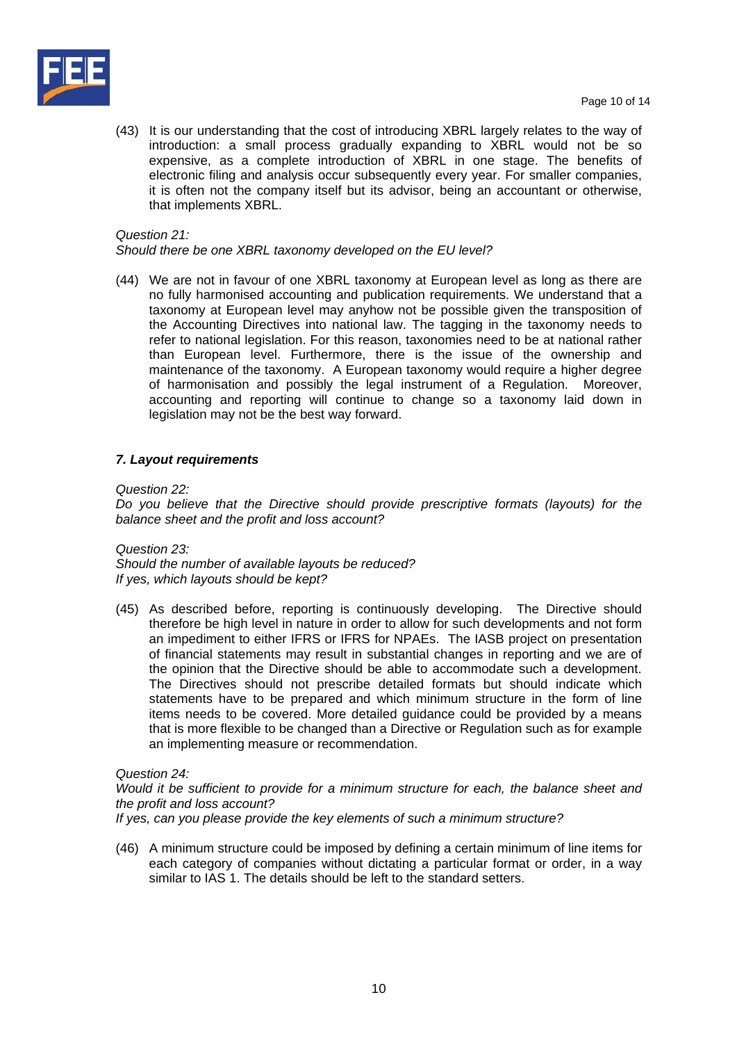(43) It is our understanding that the cost of introducing XBRL largely relates to the way of introduction: a small process gradually expanding to XBRL would not be so expensive, as a complete introduction of XBRL in one stage. The benefits of electronic filing and analysis occur subsequently every year. For smaller companies, it is often not the company itself but its advisor, being an accountant or otherwise, that implements XBRL.

*Question 21:*
*Should there be one XBRL taxonomy developed on the EU level?*

(44) We are not in favour of one XBRL taxonomy at European level as long as there are no fully harmonised accounting and publication requirements. We understand that a taxonomy at European level may anyhow not be possible given the transposition of the Accounting Directives into national law. The tagging in the taxonomy needs to refer to national legislation. For this reason, taxonomies need to be at national rather than European level. Furthermore, there is the issue of the ownership and maintenance of the taxonomy. A European taxonomy would require a higher degree of harmonisation and possibly the legal instrument of a Regulation. Moreover, accounting and reporting will continue to change so a taxonomy laid down in legislation may not be the best way forward.

### *7. Layout requirements*

*Question 22:*
*Do you believe that the Directive should provide prescriptive formats (layouts) for the balance sheet and the profit and loss account?*

*Question 23:*
*Should the number of available layouts be reduced?*
*If yes, which layouts should be kept?*

(45) As described before, reporting is continuously developing. The Directive should therefore be high level in nature in order to allow for such developments and not form an impediment to either IFRS or IFRS for NPAEs. The IASB project on presentation of financial statements may result in substantial changes in reporting and we are of the opinion that the Directive should be able to accommodate such a development. The Directives should not prescribe detailed formats but should indicate which statements have to be prepared and which minimum structure in the form of line items needs to be covered. More detailed guidance could be provided by a means that is more flexible to be changed than a Directive or Regulation such as for example an implementing measure or recommendation.

*Question 24:*
*Would it be sufficient to provide for a minimum structure for each, the balance sheet and the profit and loss account?*
*If yes, can you please provide the key elements of such a minimum structure?*

(46) A minimum structure could be imposed by defining a certain minimum of line items for each category of companies without dictating a particular format or order, in a way similar to IAS 1. The details should be left to the standard setters.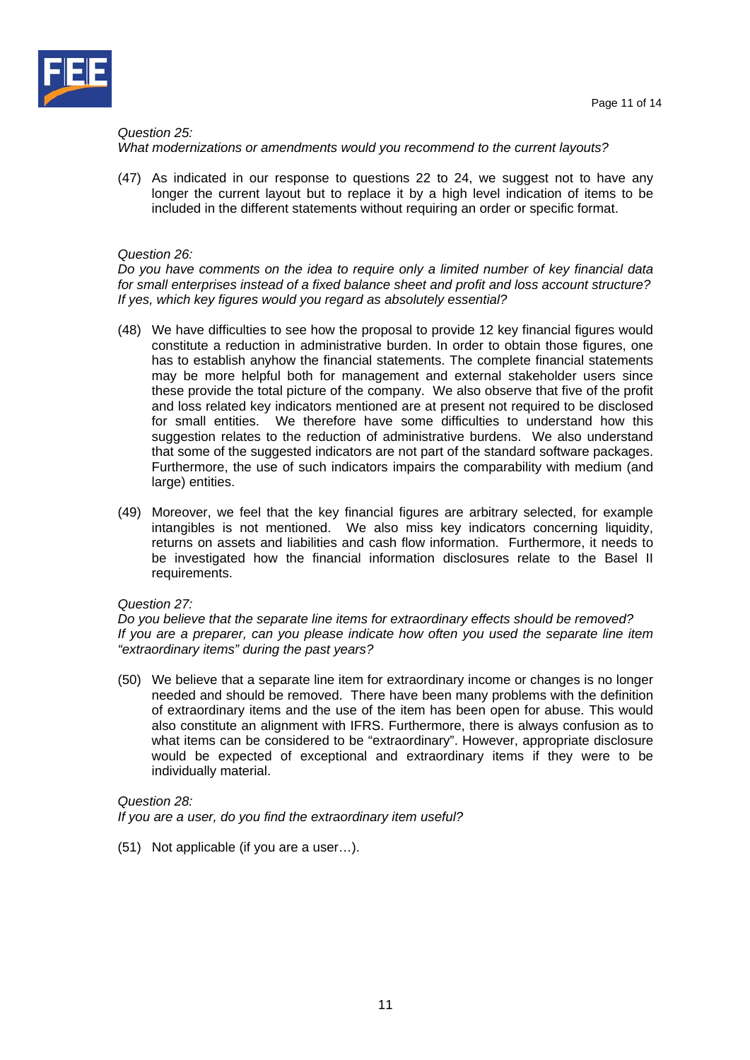*Question 25:*
*What modernizations or amendments would you recommend to the current layouts?*

(47) As indicated in our response to questions 22 to 24, we suggest not to have any longer the current layout but to replace it by a high level indication of items to be included in the different statements without requiring an order or specific format.

*Question 26:*
*Do you have comments on the idea to require only a limited number of key financial data for small enterprises instead of a fixed balance sheet and profit and loss account structure? If yes, which key figures would you regard as absolutely essential?*

(48) We have difficulties to see how the proposal to provide 12 key financial figures would constitute a reduction in administrative burden. In order to obtain those figures, one has to establish anyhow the financial statements. The complete financial statements may be more helpful both for management and external stakeholder users since these provide the total picture of the company. We also observe that five of the profit and loss related key indicators mentioned are at present not required to be disclosed for small entities. We therefore have some difficulties to understand how this suggestion relates to the reduction of administrative burdens. We also understand that some of the suggested indicators are not part of the standard software packages. Furthermore, the use of such indicators impairs the comparability with medium (and large) entities.

(49) Moreover, we feel that the key financial figures are arbitrary selected, for example intangibles is not mentioned. We also miss key indicators concerning liquidity, returns on assets and liabilities and cash flow information. Furthermore, it needs to be investigated how the financial information disclosures relate to the Basel II requirements.

*Question 27:*
*Do you believe that the separate line items for extraordinary effects should be removed? If you are a preparer, can you please indicate how often you used the separate line item "extraordinary items" during the past years?*

(50) We believe that a separate line item for extraordinary income or changes is no longer needed and should be removed. There have been many problems with the definition of extraordinary items and the use of the item has been open for abuse. This would also constitute an alignment with IFRS. Furthermore, there is always confusion as to what items can be considered to be "extraordinary". However, appropriate disclosure would be expected of exceptional and extraordinary items if they were to be individually material.

*Question 28:*
*If you are a user, do you find the extraordinary item useful?*

(51) Not applicable (if you are a user…).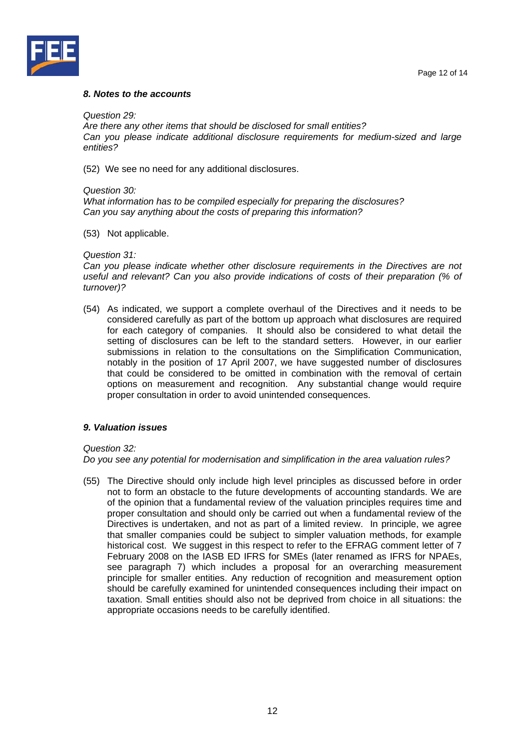### *8. Notes to the accounts*

*Question 29:*
*Are there any other items that should be disclosed for small entities?*
*Can you please indicate additional disclosure requirements for medium-sized and large entities?*

(52) We see no need for any additional disclosures.

*Question 30:*
*What information has to be compiled especially for preparing the disclosures?*
*Can you say anything about the costs of preparing this information?*

(53) Not applicable.

*Question 31:*
*Can you please indicate whether other disclosure requirements in the Directives are not useful and relevant? Can you also provide indications of costs of their preparation (% of turnover)?*

(54) As indicated, we support a complete overhaul of the Directives and it needs to be considered carefully as part of the bottom up approach what disclosures are required for each category of companies. It should also be considered to what detail the setting of disclosures can be left to the standard setters. However, in our earlier submissions in relation to the consultations on the Simplification Communication, notably in the position of 17 April 2007, we have suggested number of disclosures that could be considered to be omitted in combination with the removal of certain options on measurement and recognition. Any substantial change would require proper consultation in order to avoid unintended consequences.

### *9. Valuation issues*

*Question 32:*
*Do you see any potential for modernisation and simplification in the area valuation rules?*

(55) The Directive should only include high level principles as discussed before in order not to form an obstacle to the future developments of accounting standards. We are of the opinion that a fundamental review of the valuation principles requires time and proper consultation and should only be carried out when a fundamental review of the Directives is undertaken, and not as part of a limited review. In principle, we agree that smaller companies could be subject to simpler valuation methods, for example historical cost. We suggest in this respect to refer to the EFRAG comment letter of 7 February 2008 on the IASB ED IFRS for SMEs (later renamed as IFRS for NPAEs, see paragraph 7) which includes a proposal for an overarching measurement principle for smaller entities. Any reduction of recognition and measurement option should be carefully examined for unintended consequences including their impact on taxation. Small entities should also not be deprived from choice in all situations: the appropriate occasions needs to be carefully identified.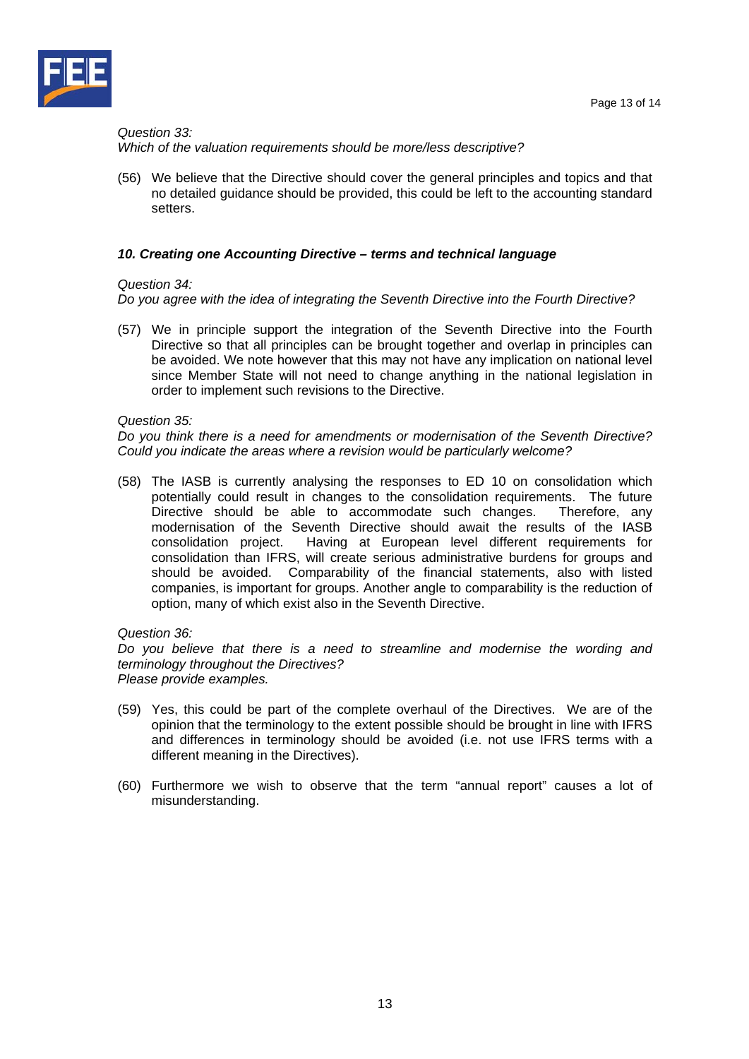*Question 33:*
*Which of the valuation requirements should be more/less descriptive?*

(56) We believe that the Directive should cover the general principles and topics and that no detailed guidance should be provided, this could be left to the accounting standard setters.

### *10. Creating one Accounting Directive – terms and technical language*

*Question 34:*
*Do you agree with the idea of integrating the Seventh Directive into the Fourth Directive?*

(57) We in principle support the integration of the Seventh Directive into the Fourth Directive so that all principles can be brought together and overlap in principles can be avoided. We note however that this may not have any implication on national level since Member State will not need to change anything in the national legislation in order to implement such revisions to the Directive.

*Question 35:*
*Do you think there is a need for amendments or modernisation of the Seventh Directive? Could you indicate the areas where a revision would be particularly welcome?*

(58) The IASB is currently analysing the responses to ED 10 on consolidation which potentially could result in changes to the consolidation requirements. The future Directive should be able to accommodate such changes. Therefore, any modernisation of the Seventh Directive should await the results of the IASB consolidation project. Having at European level different requirements for consolidation than IFRS, will create serious administrative burdens for groups and should be avoided. Comparability of the financial statements, also with listed companies, is important for groups. Another angle to comparability is the reduction of option, many of which exist also in the Seventh Directive.

*Question 36:*
*Do you believe that there is a need to streamline and modernise the wording and terminology throughout the Directives?*
*Please provide examples.*

(59) Yes, this could be part of the complete overhaul of the Directives. We are of the opinion that the terminology to the extent possible should be brought in line with IFRS and differences in terminology should be avoided (i.e. not use IFRS terms with a different meaning in the Directives).

(60) Furthermore we wish to observe that the term "annual report" causes a lot of misunderstanding.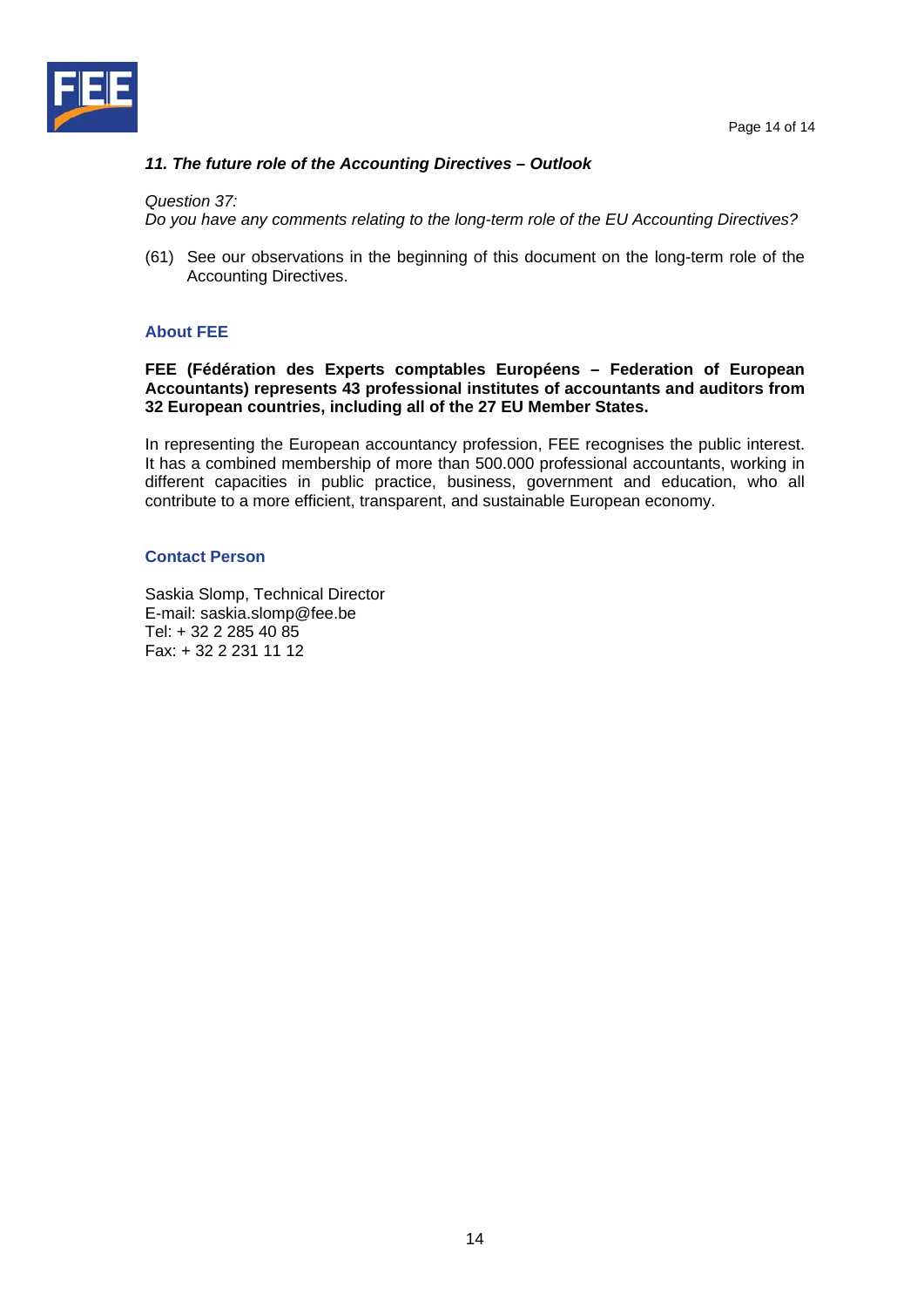### *11. The future role of the Accounting Directives – Outlook*

*Question 37:*
*Do you have any comments relating to the long-term role of the EU Accounting Directives?*

(61) See our observations in the beginning of this document on the long-term role of the Accounting Directives.

## About FEE

**FEE (Fédération des Experts comptables Européens – Federation of European Accountants) represents 43 professional institutes of accountants and auditors from 32 European countries, including all of the 27 EU Member States.**

In representing the European accountancy profession, FEE recognises the public interest. It has a combined membership of more than 500.000 professional accountants, working in different capacities in public practice, business, government and education, who all contribute to a more efficient, transparent, and sustainable European economy.

## Contact Person

Saskia Slomp, Technical Director
E-mail: saskia.slomp@fee.be
Tel: + 32 2 285 40 85
Fax: + 32 2 231 11 12